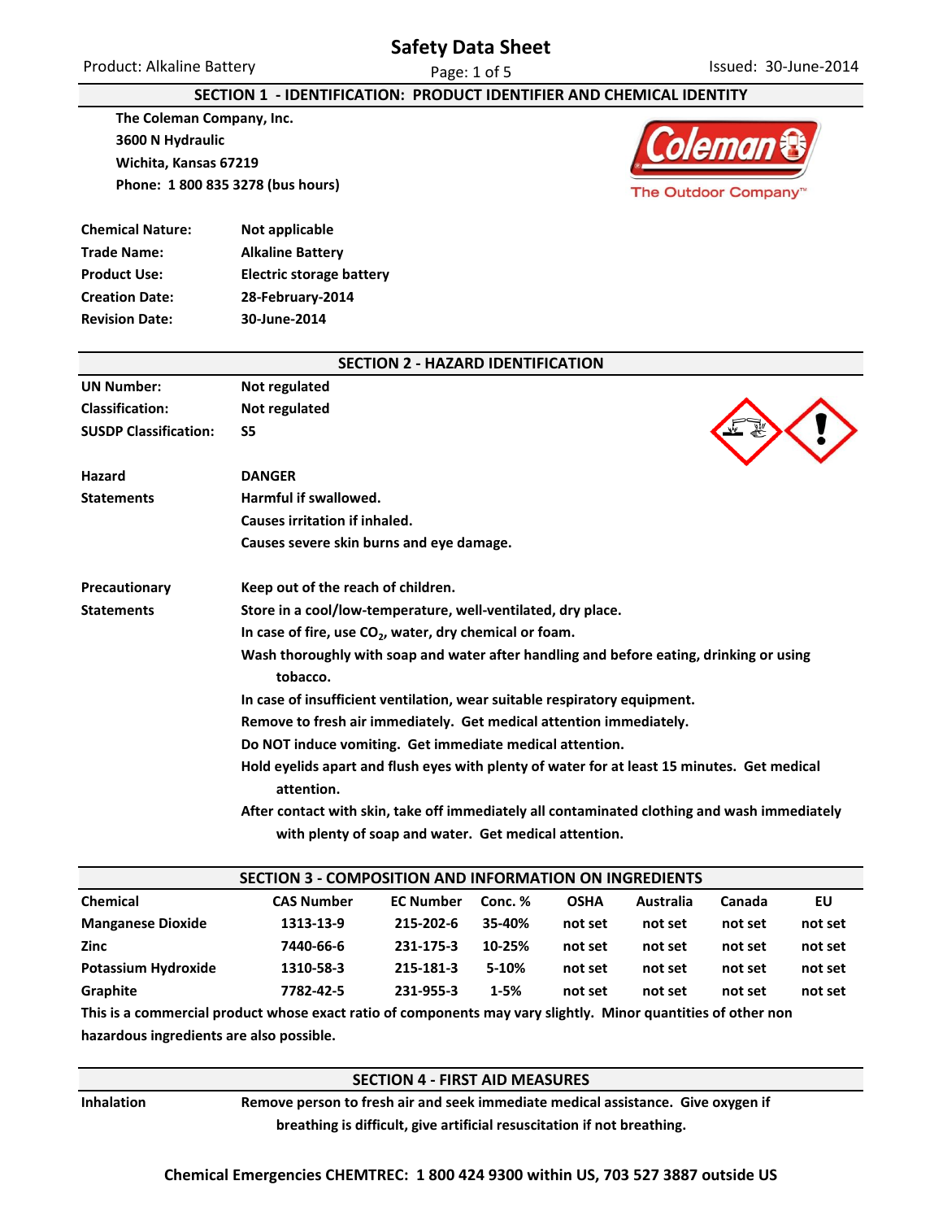# Safety Data Sheet

Product: Alkaline Battery

Issued: 30-June-2014

## SECTION 1 - IDENTIFICATION: PRODUCT IDENTIFIER AND CHEMICAL IDENTITY

**The Coleman Company, Inc.**
**3600 N Hydraulic**
**Wichita, Kansas 67219**
**Phone: 1 800 835 3278 (bus hours)**

Coleman — The Outdoor Company™

| | |
|---|---|
| **Chemical Nature:** | **Not applicable** |
| **Trade Name:** | **Alkaline Battery** |
| **Product Use:** | **Electric storage battery** |
| **Creation Date:** | **28-February-2014** |
| **Revision Date:** | **30-June-2014** |

## SECTION 2 - HAZARD IDENTIFICATION

| | |
|---|---|
| **UN Number:** | **Not regulated** |
| **Classification:** | **Not regulated** |
| **SUSDP Classification:** | **S5** |

**Hazard Statements**

**DANGER**
**Harmful if swallowed.**
**Causes irritation if inhaled.**
**Causes severe skin burns and eye damage.**

**Precautionary Statements**

**Keep out of the reach of children.**
**Store in a cool/low-temperature, well-ventilated, dry place.**
**In case of fire, use $CO_2$, water, dry chemical or foam.**
**Wash thoroughly with soap and water after handling and before eating, drinking or using tobacco.**
**In case of insufficient ventilation, wear suitable respiratory equipment.**
**Remove to fresh air immediately. Get medical attention immediately.**
**Do NOT induce vomiting. Get immediate medical attention.**
**Hold eyelids apart and flush eyes with plenty of water for at least 15 minutes. Get medical attention.**
**After contact with skin, take off immediately all contaminated clothing and wash immediately with plenty of soap and water. Get medical attention.**

## SECTION 3 - COMPOSITION AND INFORMATION ON INGREDIENTS

| Chemical | CAS Number | EC Number | Conc. % | OSHA | Australia | Canada | EU |
|---|---|---|---|---|---|---|---|
| Manganese Dioxide | 1313-13-9 | 215-202-6 | 35-40% | not set | not set | not set | not set |
| Zinc | 7440-66-6 | 231-175-3 | 10-25% | not set | not set | not set | not set |
| Potassium Hydroxide | 1310-58-3 | 215-181-3 | 5-10% | not set | not set | not set | not set |
| Graphite | 7782-42-5 | 231-955-3 | 1-5% | not set | not set | not set | not set |

**This is a commercial product whose exact ratio of components may vary slightly. Minor quantities of other non hazardous ingredients are also possible.**

## SECTION 4 - FIRST AID MEASURES

| | |
|---|---|
| **Inhalation** | **Remove person to fresh air and seek immediate medical assistance. Give oxygen if breathing is difficult, give artificial resuscitation if not breathing.** |

**Chemical Emergencies CHEMTREC: 1 800 424 9300 within US, 703 527 3887 outside US**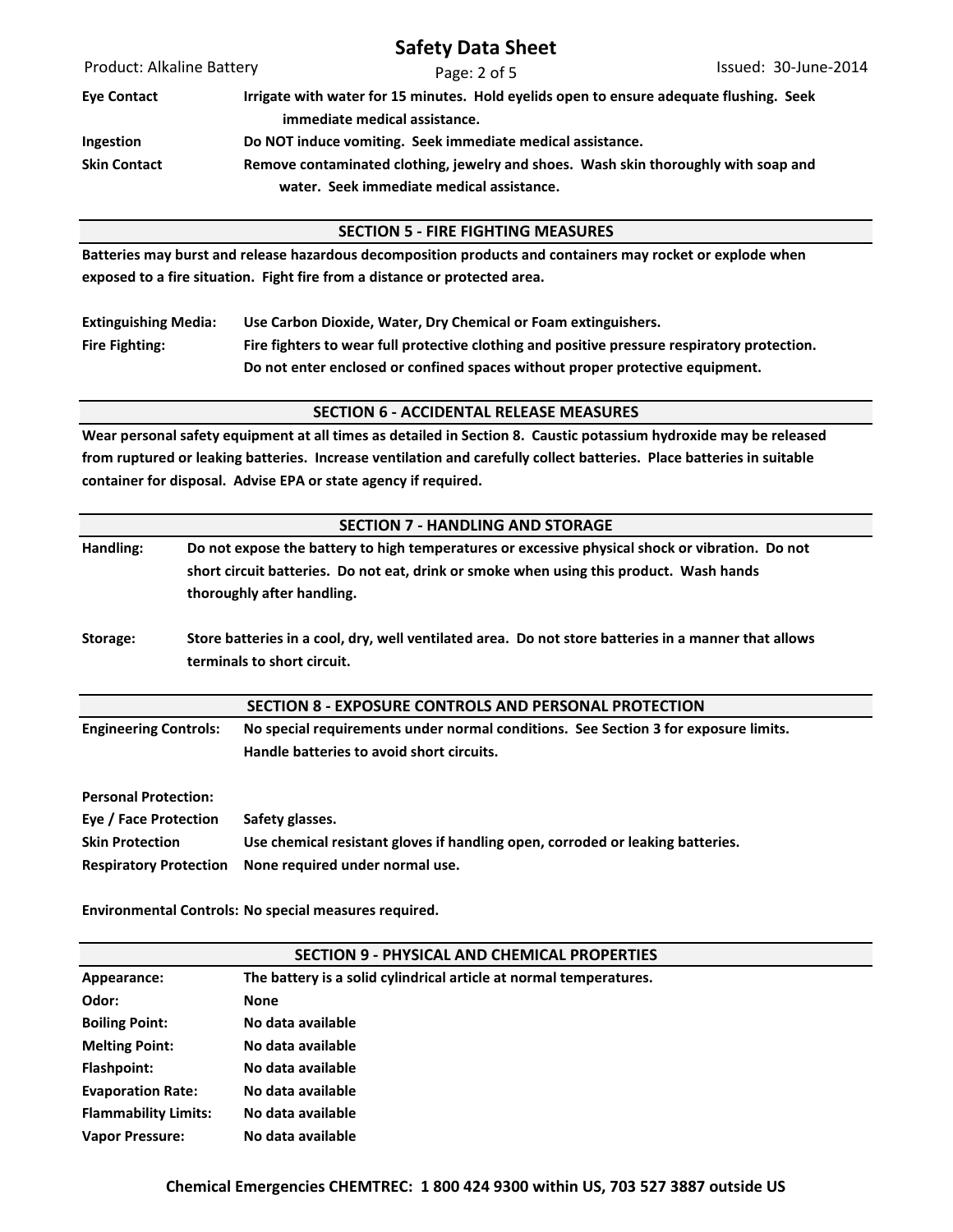**Eye Contact** Irrigate with water for 15 minutes. Hold eyelids open to ensure adequate flushing. Seek immediate medical assistance.

**Ingestion** Do NOT induce vomiting. Seek immediate medical assistance.

**Skin Contact** Remove contaminated clothing, jewelry and shoes. Wash skin thoroughly with soap and water. Seek immediate medical assistance.

## SECTION 5 - FIRE FIGHTING MEASURES

Batteries may burst and release hazardous decomposition products and containers may rocket or explode when exposed to a fire situation. Fight fire from a distance or protected area.

**Extinguishing Media:** Use Carbon Dioxide, Water, Dry Chemical or Foam extinguishers.

**Fire Fighting:** Fire fighters to wear full protective clothing and positive pressure respiratory protection. Do not enter enclosed or confined spaces without proper protective equipment.

## SECTION 6 - ACCIDENTAL RELEASE MEASURES

Wear personal safety equipment at all times as detailed in Section 8. Caustic potassium hydroxide may be released from ruptured or leaking batteries. Increase ventilation and carefully collect batteries. Place batteries in suitable container for disposal. Advise EPA or state agency if required.

## SECTION 7 - HANDLING AND STORAGE

**Handling:** Do not expose the battery to high temperatures or excessive physical shock or vibration. Do not short circuit batteries. Do not eat, drink or smoke when using this product. Wash hands thoroughly after handling.

**Storage:** Store batteries in a cool, dry, well ventilated area. Do not store batteries in a manner that allows terminals to short circuit.

## SECTION 8 - EXPOSURE CONTROLS AND PERSONAL PROTECTION

**Engineering Controls:** No special requirements under normal conditions. See Section 3 for exposure limits. Handle batteries to avoid short circuits.

**Personal Protection:**

**Eye / Face Protection** Safety glasses.

**Skin Protection** Use chemical resistant gloves if handling open, corroded or leaking batteries.

**Respiratory Protection** None required under normal use.

**Environmental Controls:** No special measures required.

## SECTION 9 - PHYSICAL AND CHEMICAL PROPERTIES

| | |
|---|---|
| **Appearance:** | The battery is a solid cylindrical article at normal temperatures. |
| **Odor:** | None |
| **Boiling Point:** | No data available |
| **Melting Point:** | No data available |
| **Flashpoint:** | No data available |
| **Evaporation Rate:** | No data available |
| **Flammability Limits:** | No data available |
| **Vapor Pressure:** | No data available |

**Chemical Emergencies CHEMTREC: 1 800 424 9300 within US, 703 527 3887 outside US**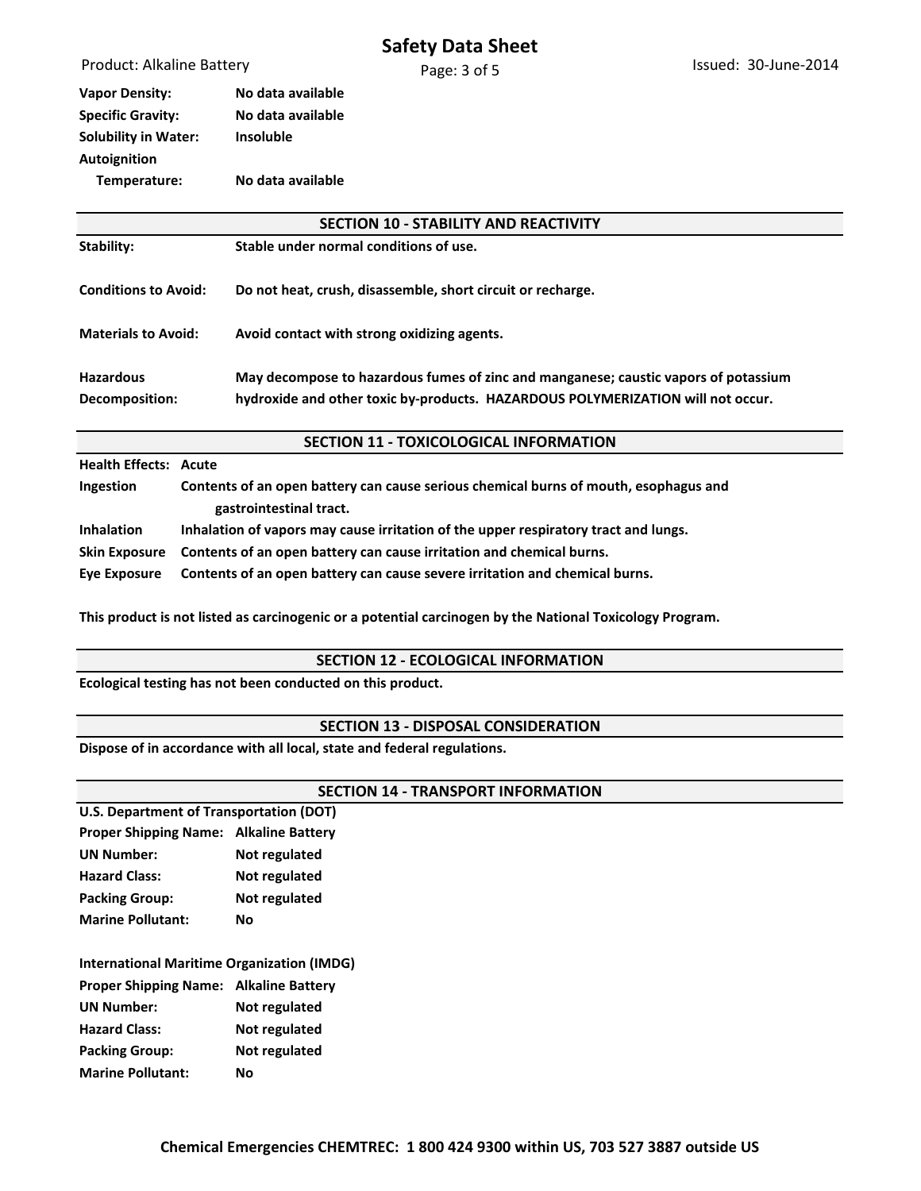| | |
|---|---|
| **Vapor Density:** | **No data available** |
| **Specific Gravity:** | **No data available** |
| **Solubility in Water:** | **Insoluble** |
| **Autoignition Temperature:** | **No data available** |

## SECTION 10 - STABILITY AND REACTIVITY

| | |
|---|---|
| **Stability:** | **Stable under normal conditions of use.** |
| **Conditions to Avoid:** | **Do not heat, crush, disassemble, short circuit or recharge.** |
| **Materials to Avoid:** | **Avoid contact with strong oxidizing agents.** |
| **Hazardous Decomposition:** | **May decompose to hazardous fumes of zinc and manganese; caustic vapors of potassium hydroxide and other toxic by-products. HAZARDOUS POLYMERIZATION will not occur.** |

## SECTION 11 - TOXICOLOGICAL INFORMATION

**Health Effects: Acute**

| | |
|---|---|
| **Ingestion** | **Contents of an open battery can cause serious chemical burns of mouth, esophagus and gastrointestinal tract.** |
| **Inhalation** | **Inhalation of vapors may cause irritation of the upper respiratory tract and lungs.** |
| **Skin Exposure** | **Contents of an open battery can cause irritation and chemical burns.** |
| **Eye Exposure** | **Contents of an open battery can cause severe irritation and chemical burns.** |

**This product is not listed as carcinogenic or a potential carcinogen by the National Toxicology Program.**

## SECTION 12 - ECOLOGICAL INFORMATION

**Ecological testing has not been conducted on this product.**

## SECTION 13 - DISPOSAL CONSIDERATION

**Dispose of in accordance with all local, state and federal regulations.**

## SECTION 14 - TRANSPORT INFORMATION

**U.S. Department of Transportation (DOT)**

| | |
|---|---|
| **Proper Shipping Name:** | **Alkaline Battery** |
| **UN Number:** | **Not regulated** |
| **Hazard Class:** | **Not regulated** |
| **Packing Group:** | **Not regulated** |
| **Marine Pollutant:** | **No** |

**International Maritime Organization (IMDG)**

| | |
|---|---|
| **Proper Shipping Name:** | **Alkaline Battery** |
| **UN Number:** | **Not regulated** |
| **Hazard Class:** | **Not regulated** |
| **Packing Group:** | **Not regulated** |
| **Marine Pollutant:** | **No** |

**Chemical Emergencies CHEMTREC: 1 800 424 9300 within US, 703 527 3887 outside US**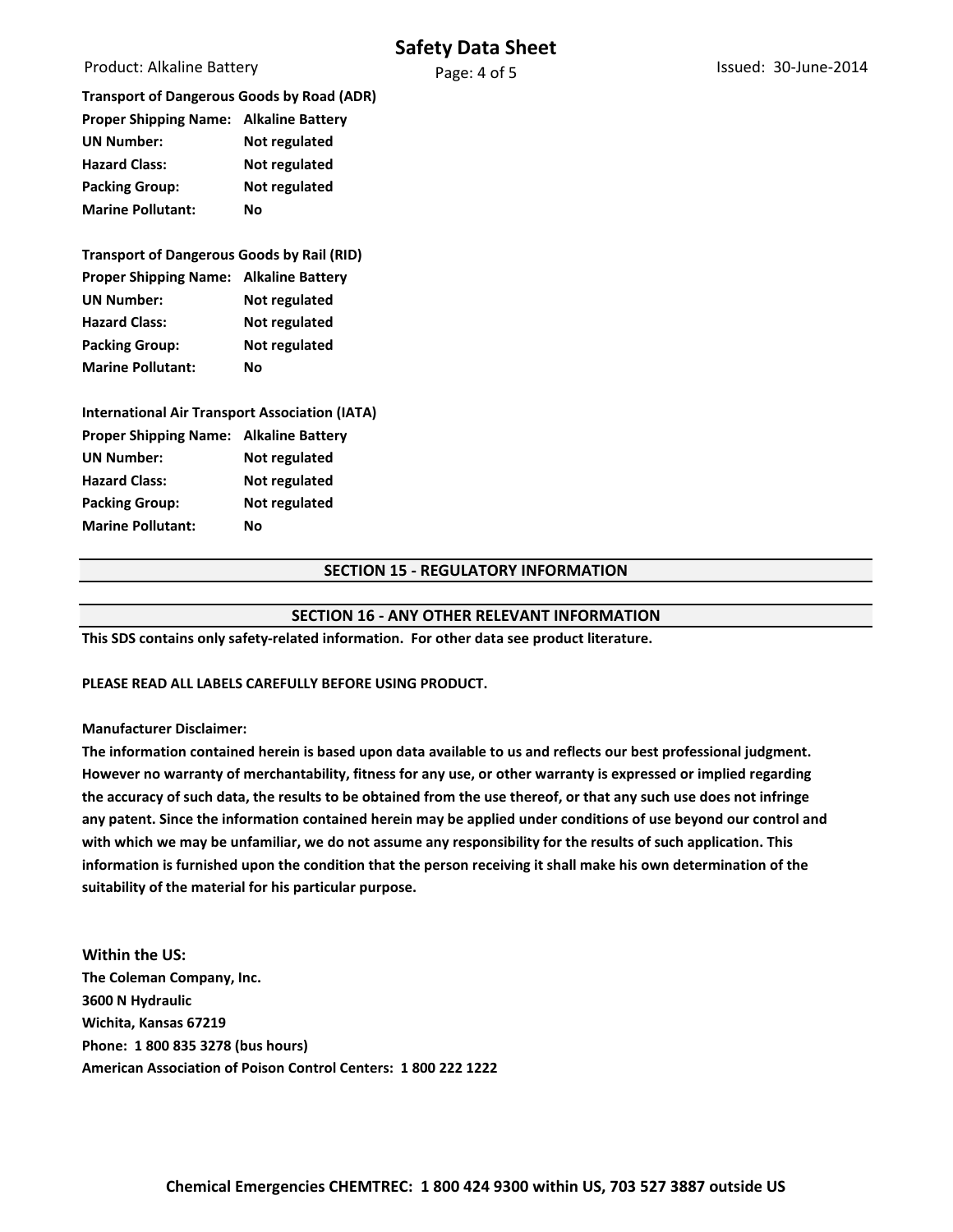**Transport of Dangerous Goods by Road (ADR)**

| | |
|---|---|
| **Proper Shipping Name:** | **Alkaline Battery** |
| **UN Number:** | **Not regulated** |
| **Hazard Class:** | **Not regulated** |
| **Packing Group:** | **Not regulated** |
| **Marine Pollutant:** | **No** |

**Transport of Dangerous Goods by Rail (RID)**

| | |
|---|---|
| **Proper Shipping Name:** | **Alkaline Battery** |
| **UN Number:** | **Not regulated** |
| **Hazard Class:** | **Not regulated** |
| **Packing Group:** | **Not regulated** |
| **Marine Pollutant:** | **No** |

**International Air Transport Association (IATA)**

| | |
|---|---|
| **Proper Shipping Name:** | **Alkaline Battery** |
| **UN Number:** | **Not regulated** |
| **Hazard Class:** | **Not regulated** |
| **Packing Group:** | **Not regulated** |
| **Marine Pollutant:** | **No** |

## SECTION 15 - REGULATORY INFORMATION

## SECTION 16 - ANY OTHER RELEVANT INFORMATION

**This SDS contains only safety-related information. For other data see product literature.**

**PLEASE READ ALL LABELS CAREFULLY BEFORE USING PRODUCT.**

**Manufacturer Disclaimer:**

**The information contained herein is based upon data available to us and reflects our best professional judgment. However no warranty of merchantability, fitness for any use, or other warranty is expressed or implied regarding the accuracy of such data, the results to be obtained from the use thereof, or that any such use does not infringe any patent. Since the information contained herein may be applied under conditions of use beyond our control and with which we may be unfamiliar, we do not assume any responsibility for the results of such application. This information is furnished upon the condition that the person receiving it shall make his own determination of the suitability of the material for his particular purpose.**

**Within the US:**

**The Coleman Company, Inc.**
**3600 N Hydraulic**
**Wichita, Kansas 67219**
**Phone: 1 800 835 3278 (bus hours)**
**American Association of Poison Control Centers: 1 800 222 1222**

**Chemical Emergencies CHEMTREC: 1 800 424 9300 within US, 703 527 3887 outside US**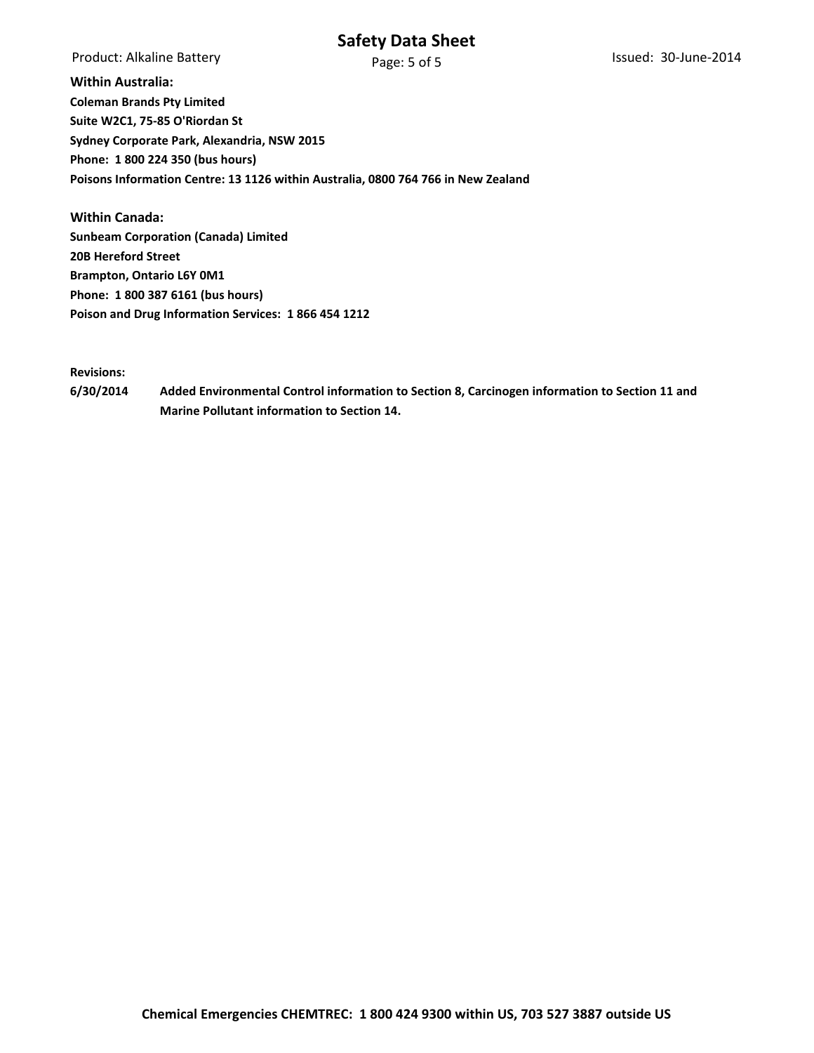**Within Australia:**

**Coleman Brands Pty Limited**
**Suite W2C1, 75-85 O'Riordan St**
**Sydney Corporate Park, Alexandria, NSW 2015**
**Phone: 1 800 224 350 (bus hours)**
**Poisons Information Centre: 13 1126 within Australia, 0800 764 766 in New Zealand**

**Within Canada:**

**Sunbeam Corporation (Canada) Limited**
**20B Hereford Street**
**Brampton, Ontario L6Y 0M1**
**Phone: 1 800 387 6161 (bus hours)**
**Poison and Drug Information Services: 1 866 454 1212**

**Revisions:**

**6/30/2014** **Added Environmental Control information to Section 8, Carcinogen information to Section 11 and Marine Pollutant information to Section 14.**

**Chemical Emergencies CHEMTREC: 1 800 424 9300 within US, 703 527 3887 outside US**